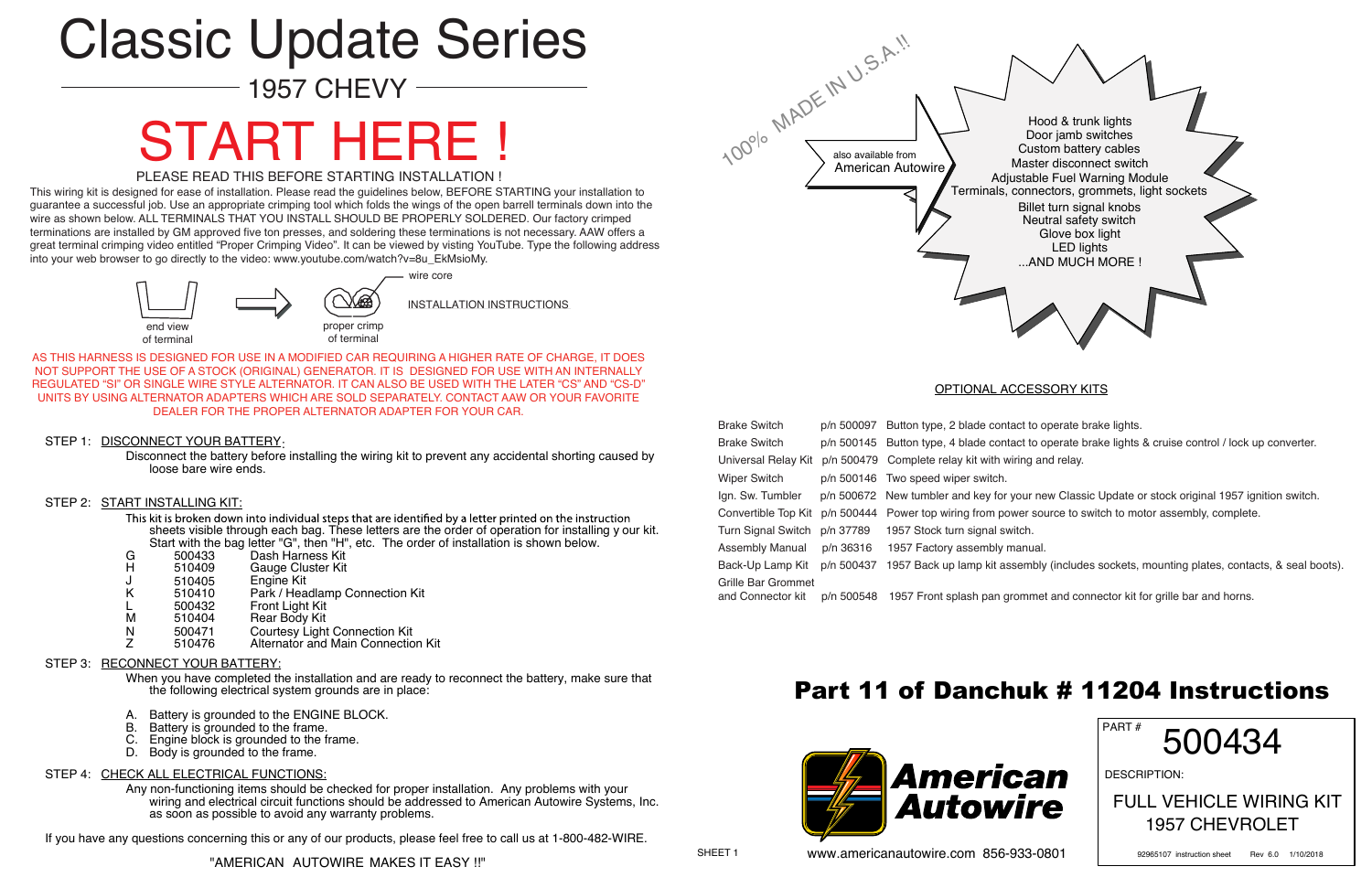# Classic Update Series

## 1957 CHEVY

# START HERE !

PLEASE READ THIS BEFORE STARTING INSTALLATION !

This wiring kit is designed for ease of installation. Please read the guidelines below, BEFORE STARTING your installation to guarantee a successful job. Use an appropriate crimping tool which folds the wings of the open barrel terminals down into the wire as shown below. ALL TERMINALS THAT YOU INSTALL SHOULD BE PROPERLY SOLDERED. Our factory crimped terminations are installed by GM approved five ton presses, and soldering these terminations is not necessary. AAW offers a great terminal crimping video entitled "Proper Crimping Video". It can be viewed by visting YouTube. Type the following address into your web browser to go directly to the video: www.youtube.com/watch?v=8u_EkMsioMy.

end view of terminal — proper crimp of terminal — wire core

INSTALLATION INSTRUCTIONS

AS THIS HARNESS IS DESIGNED FOR USE IN A MODIFIED CAR REQUIRING A HIGHER RATE OF CHARGE, IT DOES NOT SUPPORT THE USE OF A STOCK (ORIGINAL) GENERATOR. IT IS DESIGNED FOR USE WITH AN INTERNALLY REGULATED "SI" OR SINGLE WIRE STYLE ALTERNATOR. IT CAN ALSO BE USED WITH THE LATER "CS" AND "CS-D" UNITS BY USING ALTERNATOR ADAPTERS WHICH ARE SOLD SEPARATELY. CONTACT AAW OR YOUR FAVORITE DEALER FOR THE PROPER ALTERNATOR ADAPTER FOR YOUR CAR.

STEP 1: DISCONNECT YOUR BATTERY:

Disconnect the battery before installing the wiring kit to prevent any accidental shorting caused by loose bare wire ends.

STEP 2: START INSTALLING KIT:

This kit is broken down into individual steps that are identified by a letter printed on the instruction sheets visible through each bag. These letters are the order of operation for installing y our kit. Start with the bag letter "G", then "H", etc. The order of installation is shown below.

| | | |
|---|---|---|
| G | 500433 | Dash Harness Kit |
| H | 510409 | Gauge Cluster Kit |
| J | 510405 | Engine Kit |
| K | 510410 | Park / Headlamp Connection Kit |
| L | 500432 | Front Light Kit |
| M | 510404 | Rear Body Kit |
| N | 500471 | Courtesy Light Connection Kit |
| Z | 510476 | Alternator and Main Connection Kit |

STEP 3: RECONNECT YOUR BATTERY:

When you have completed the installation and are ready to reconnect the battery, make sure that the following electrical system grounds are in place:

A. Battery is grounded to the ENGINE BLOCK.
B. Battery is grounded to the frame.
C. Engine block is grounded to the frame.
D. Body is grounded to the frame.

STEP 4: CHECK ALL ELECTRICAL FUNCTIONS:

Any non-functioning items should be checked for proper installation. Any problems with your wiring and electrical circuit functions should be addressed to American Autowire Systems, Inc. as soon as possible to avoid any warranty problems.

If you have any questions concerning this or any of our products, please feel free to call us at 1-800-482-WIRE.

"AMERICAN AUTOWIRE MAKES IT EASY !!"

100% MADE IN U.S.A.!!

also available from American Autowire

- Hood & trunk lights
- Door jamb switches
- Custom battery cables
- Master disconnect switch
- Adjustable Fuel Warning Module
- Terminals, connectors, grommets, light sockets
- Billet turn signal knobs
- Neutral safety switch
- Glove box light
- LED lights
- ...AND MUCH MORE !

OPTIONAL ACCESSORY KITS

| | | |
|---|---|---|
| Brake Switch | p/n 500097 | Button type, 2 blade contact to operate brake lights. |
| Brake Switch | p/n 500145 | Button type, 4 blade contact to operate brake lights & cruise control / lock up converter. |
| Universal Relay Kit | p/n 500479 | Complete relay kit with wiring and relay. |
| Wiper Switch | p/n 500146 | Two speed wiper switch. |
| Ign. Sw. Tumbler | p/n 500672 | New tumbler and key for your new Classic Update or stock original 1957 ignition switch. |
| Convertible Top Kit | p/n 500444 | Power top wiring from power source to switch to motor assembly, complete. |
| Turn Signal Switch | p/n 37789 | 1957 Stock turn signal switch. |
| Assembly Manual | p/n 36316 | 1957 Factory assembly manual. |
| Back-Up Lamp Kit | p/n 500437 | 1957 Back up lamp kit assembly (includes sockets, mounting plates, contacts, & seal boots). |
| Grille Bar Grommet and Connector kit | p/n 500548 | 1957 Front splash pan grommet and connector kit for grille bar and horns. |

## Part 11 of Danchuk # 11204 Instructions

American Autowire

SHEET 1

www.americanautowire.com 856-933-0801

PART # 500434

DESCRIPTION:

FULL VEHICLE WIRING KIT
1957 CHEVROLET

92965107 instruction sheet Rev 6.0 1/10/2018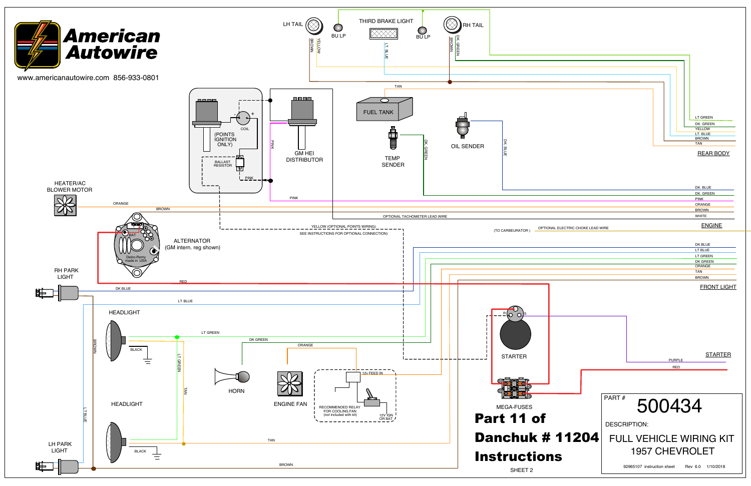American Autowire

www.americanautowire.com 856-933-0801

LH TAIL

BU LP

THIRD BRAKE LIGHT

BU LP

RH TAIL

BROWN

YELLOW

LT. BLUE

BROWN

DK. GREEN

TAN

FUEL TANK

LT GREEN

DK. GREEN

YELLOW

LT. BLUE

BROWN

TAN

REAR BODY

COIL

(POINTS IGNITION ONLY)

BALLAST RESISTOR

PINK

PINK

GM HEI DISTRIBUTOR

TEMP SENDER

DK. GREEN

OIL SENDER

DK. BLUE

HEATER/AC BLOWER MOTOR

ORANGE

BROWN

PINK

OPTIONAL TACHOMETER LEAD WIRE

DK. BLUE

DK. GREEN

PINK

ORANGE

BROWN

WHITE

ENGINE

ALTERNATOR (GM intern. reg shown)

BAT

Delco-Remy made in USA

YELLOW (OPTIONAL POINTS WIRING)

SEE INSTRUCTIONS FOR OPTIONAL CONNECTION)

(TO CARBEURATOR) OPTIONAL ELECTRIC CHOKE LEAD WIRE

DK BLUE

LT BLUE

LT GREEN

DK GREEN

ORANGE

TAN

BROWN

FRONT LIGHT

RH PARK LIGHT

DK BLUE

RED

LT BLUE

HEADLIGHT

BROWN

LT GREEN

BLACK

DK GREEN

ORANGE

LT GREEN

TAN

R S

STARTER

STARTER

PURPLE

RED

HORN

ENGINE FAN

12v FEED IN

RECOMMENDED RELAY FOR COOLING FAN (not included with kit)

12V IGN OR BAT

LT BLUE

HEADLIGHT

BLACK

TAN

MEGA-FUSES

LH PARK LIGHT

BROWN

**Part 11 of Danchuk # 11204 Instructions**

SHEET 2

PART # 500434

DESCRIPTION:

FULL VEHICLE WIRING KIT 1957 CHEVROLET

92965107 instruction sheet Rev 6.0 1/10/2018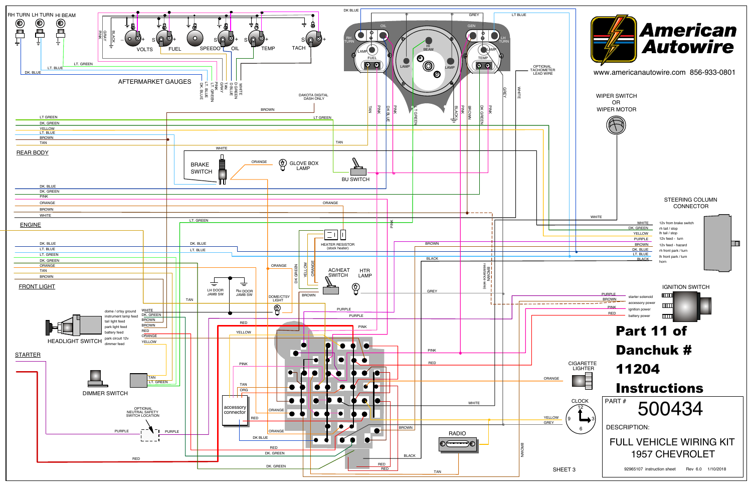# American Autowire

www.americanautowire.com 856-933-0801

**Part 11 of Danchuk # 11204 Instructions**

RH TURN LH TURN HI BEAM

AFTERMARKET GAUGES

VOLTS FUEL SPEEDO OIL TEMP TACH

DAKOTA DIGITAL DASH ONLY

OPTIONAL TACHOMETER LEAD WIRE

WIPER SWITCH OR WIPER MOTOR

REAR BODY

BRAKE SWITCH

GLOVE BOX LAMP

BU SWITCH

ENGINE

HEATER RESISTOR (stock heater)

STEERING COLUMN CONNECTOR

| Wire | Function |
|---|---|
| WHITE | 12v from brake switch |
| DK. GREEN | rh tail / stop |
| YELLOW | lh tail / stop |
| PURPLE | 12v feed - turn |
| BROWN | 12v feed - hazard |
| DK. BLUE | rh front park / turn |
| LT. BLUE | lh front park / turn |
| BLACK | horn |

FRONT LIGHT

AC/HEAT SWITCH

HTR LAMP

LH DOOR JAMB SW

RH DOOR JAMB SW

DOME/CRTSY LIGHT

IGNITION SWITCH

| Wire | Function |
|---|---|
| PURPLE | starter solenoid |
| BROWN | accessory power |
| PINK | ignition power |
| RED | battery power |

HEADLIGHT SWITCH

| Wire | Function |
|---|---|
| WHITE | dome / crtsy ground |
| DK. GREEN | instrument lamp feed |
| BROWN | tail light feed |
| BROWN | park light feed |
| RED | battery feed |
| ORANGE | park circuit 12v |
| YELLOW | dimmer feed |

STARTER

DIMMER SWITCH

OPTIONAL NEUTRAL SAFETY SWITCH LOCATION

accessory connector

CIGARETTE LIGHTER

CLOCK

RADIO

SHEET 3

| PART # | 500434 |
|---|---|
| DESCRIPTION: | FULL VEHICLE WIRING KIT 1957 CHEVROLET |

92965107 instruction sheet Rev 6.0 1/10/2018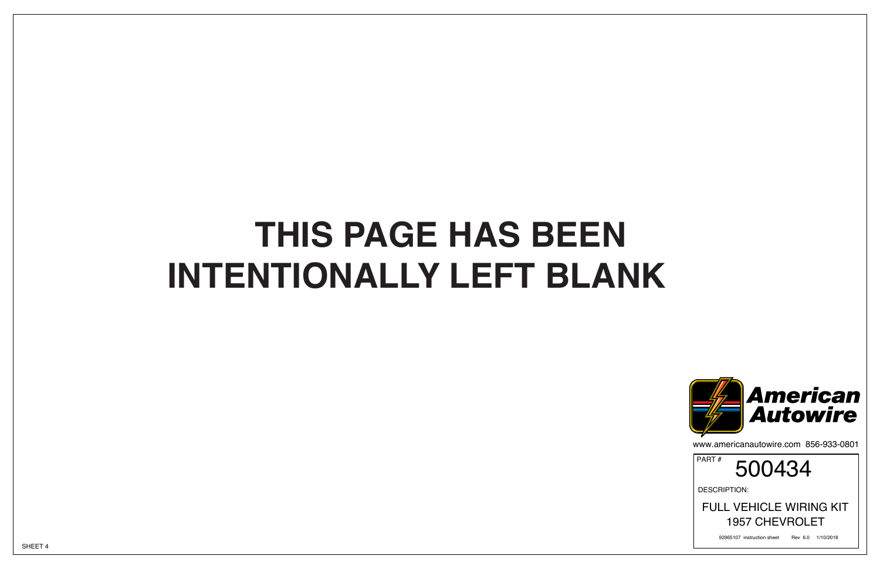# THIS PAGE HAS BEEN INTENTIONALLY LEFT BLANK

American Autowire

www.americanautowire.com 856-933-0801

PART # 500434

DESCRIPTION:

FULL VEHICLE WIRING KIT
1957 CHEVROLET

92965107 instruction sheet Rev 6.0 1/10/2018

SHEET 4